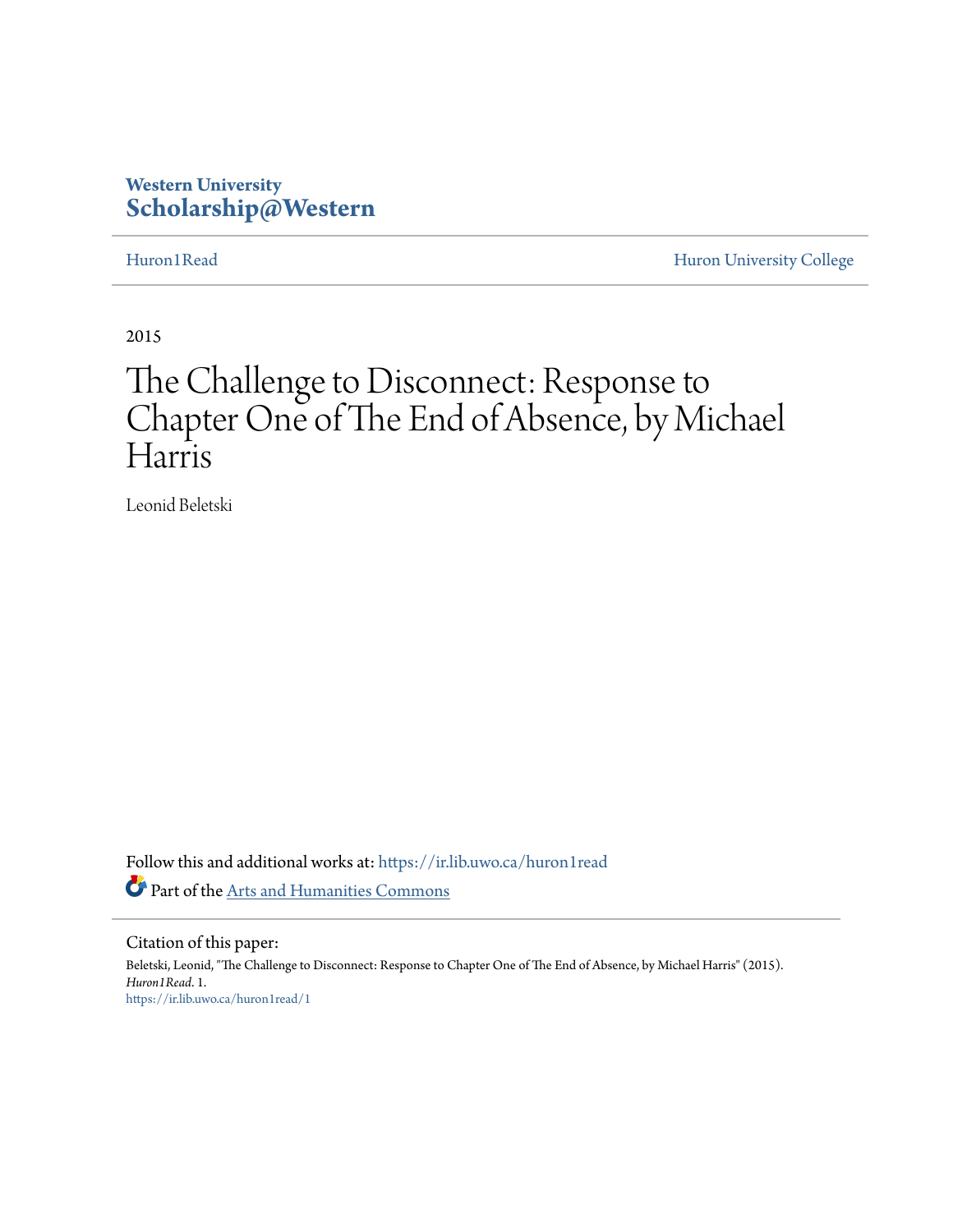Western University
**Scholarship@Western**

Huron1Read | Huron University College

2015

# The Challenge to Disconnect: Response to Chapter One of The End of Absence, by Michael Harris

Leonid Beletski

Follow this and additional works at: https://ir.lib.uwo.ca/huron1read

Part of the Arts and Humanities Commons

Citation of this paper:

Beletski, Leonid, "The Challenge to Disconnect: Response to Chapter One of The End of Absence, by Michael Harris" (2015). *Huron1Read*. 1.
https://ir.lib.uwo.ca/huron1read/1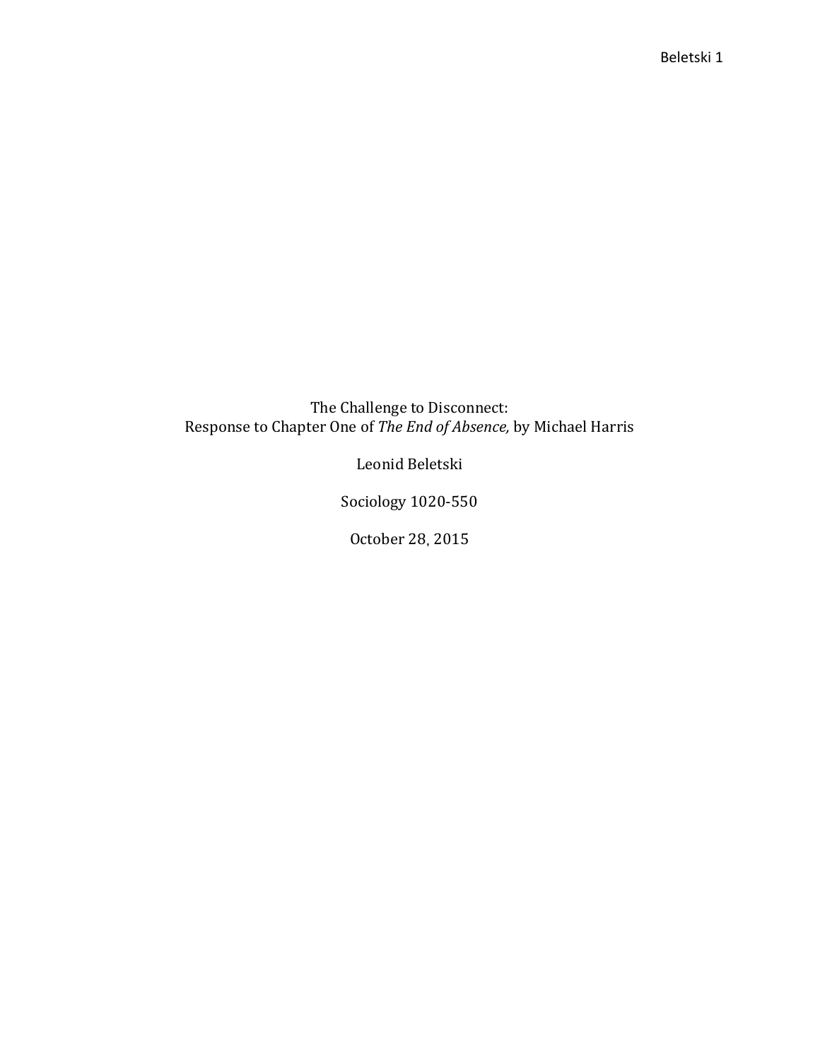The Challenge to Disconnect:
Response to Chapter One of *The End of Absence,* by Michael Harris

Leonid Beletski

Sociology 1020-550

October 28, 2015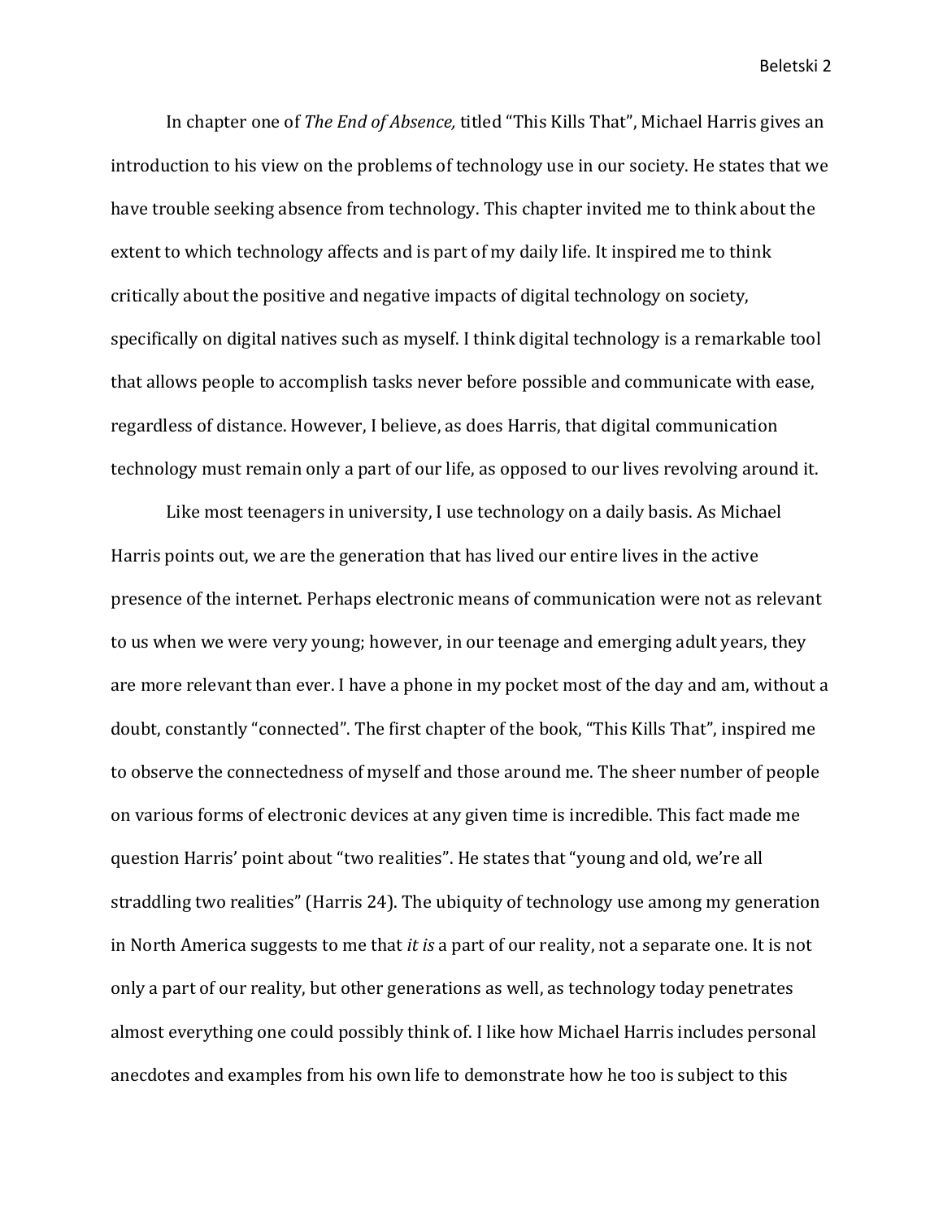In chapter one of *The End of Absence,* titled "This Kills That", Michael Harris gives an introduction to his view on the problems of technology use in our society. He states that we have trouble seeking absence from technology. This chapter invited me to think about the extent to which technology affects and is part of my daily life. It inspired me to think critically about the positive and negative impacts of digital technology on society, specifically on digital natives such as myself. I think digital technology is a remarkable tool that allows people to accomplish tasks never before possible and communicate with ease, regardless of distance. However, I believe, as does Harris, that digital communication technology must remain only a part of our life, as opposed to our lives revolving around it.

Like most teenagers in university, I use technology on a daily basis. As Michael Harris points out, we are the generation that has lived our entire lives in the active presence of the internet. Perhaps electronic means of communication were not as relevant to us when we were very young; however, in our teenage and emerging adult years, they are more relevant than ever. I have a phone in my pocket most of the day and am, without a doubt, constantly "connected". The first chapter of the book, "This Kills That", inspired me to observe the connectedness of myself and those around me. The sheer number of people on various forms of electronic devices at any given time is incredible. This fact made me question Harris' point about "two realities". He states that "young and old, we're all straddling two realities" (Harris 24). The ubiquity of technology use among my generation in North America suggests to me that *it is* a part of our reality, not a separate one. It is not only a part of our reality, but other generations as well, as technology today penetrates almost everything one could possibly think of. I like how Michael Harris includes personal anecdotes and examples from his own life to demonstrate how he too is subject to this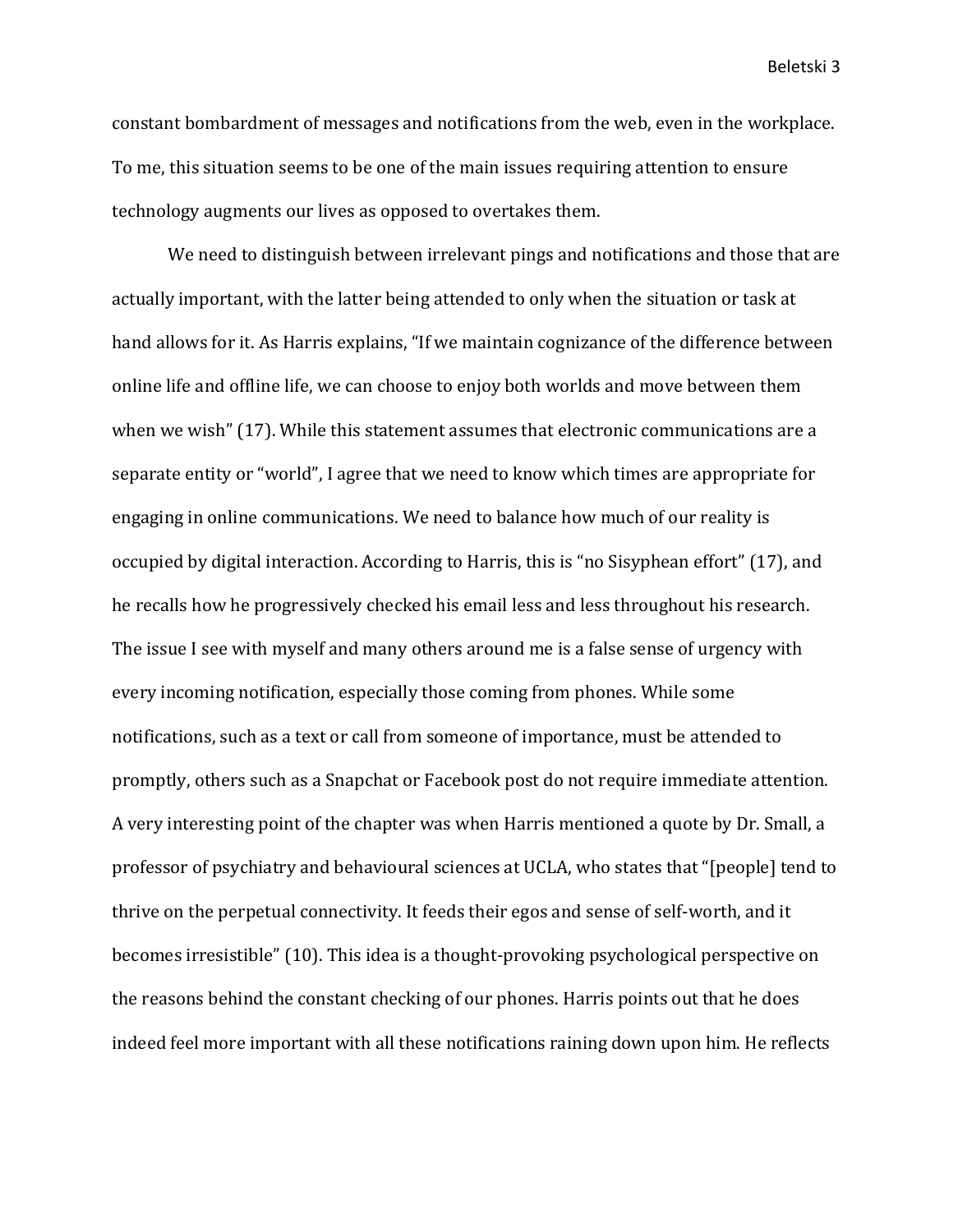constant bombardment of messages and notifications from the web, even in the workplace. To me, this situation seems to be one of the main issues requiring attention to ensure technology augments our lives as opposed to overtakes them.

We need to distinguish between irrelevant pings and notifications and those that are actually important, with the latter being attended to only when the situation or task at hand allows for it. As Harris explains, "If we maintain cognizance of the difference between online life and offline life, we can choose to enjoy both worlds and move between them when we wish" (17). While this statement assumes that electronic communications are a separate entity or "world", I agree that we need to know which times are appropriate for engaging in online communications. We need to balance how much of our reality is occupied by digital interaction. According to Harris, this is "no Sisyphean effort" (17), and he recalls how he progressively checked his email less and less throughout his research. The issue I see with myself and many others around me is a false sense of urgency with every incoming notification, especially those coming from phones. While some notifications, such as a text or call from someone of importance, must be attended to promptly, others such as a Snapchat or Facebook post do not require immediate attention. A very interesting point of the chapter was when Harris mentioned a quote by Dr. Small, a professor of psychiatry and behavioural sciences at UCLA, who states that "[people] tend to thrive on the perpetual connectivity. It feeds their egos and sense of self-worth, and it becomes irresistible" (10). This idea is a thought-provoking psychological perspective on the reasons behind the constant checking of our phones. Harris points out that he does indeed feel more important with all these notifications raining down upon him. He reflects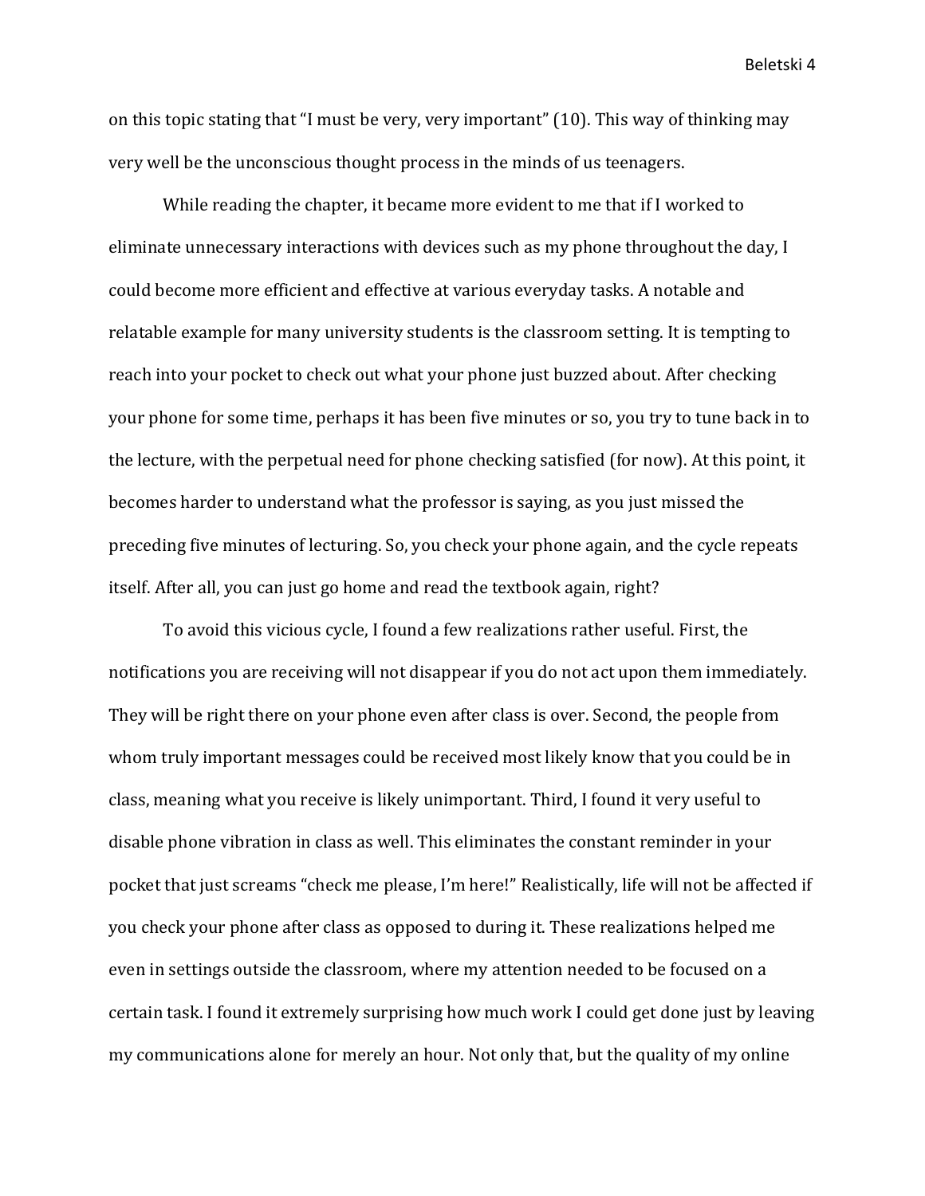on this topic stating that "I must be very, very important" (10). This way of thinking may very well be the unconscious thought process in the minds of us teenagers.

While reading the chapter, it became more evident to me that if I worked to eliminate unnecessary interactions with devices such as my phone throughout the day, I could become more efficient and effective at various everyday tasks. A notable and relatable example for many university students is the classroom setting. It is tempting to reach into your pocket to check out what your phone just buzzed about. After checking your phone for some time, perhaps it has been five minutes or so, you try to tune back in to the lecture, with the perpetual need for phone checking satisfied (for now). At this point, it becomes harder to understand what the professor is saying, as you just missed the preceding five minutes of lecturing. So, you check your phone again, and the cycle repeats itself. After all, you can just go home and read the textbook again, right?

To avoid this vicious cycle, I found a few realizations rather useful. First, the notifications you are receiving will not disappear if you do not act upon them immediately. They will be right there on your phone even after class is over. Second, the people from whom truly important messages could be received most likely know that you could be in class, meaning what you receive is likely unimportant. Third, I found it very useful to disable phone vibration in class as well. This eliminates the constant reminder in your pocket that just screams "check me please, I'm here!" Realistically, life will not be affected if you check your phone after class as opposed to during it. These realizations helped me even in settings outside the classroom, where my attention needed to be focused on a certain task. I found it extremely surprising how much work I could get done just by leaving my communications alone for merely an hour. Not only that, but the quality of my online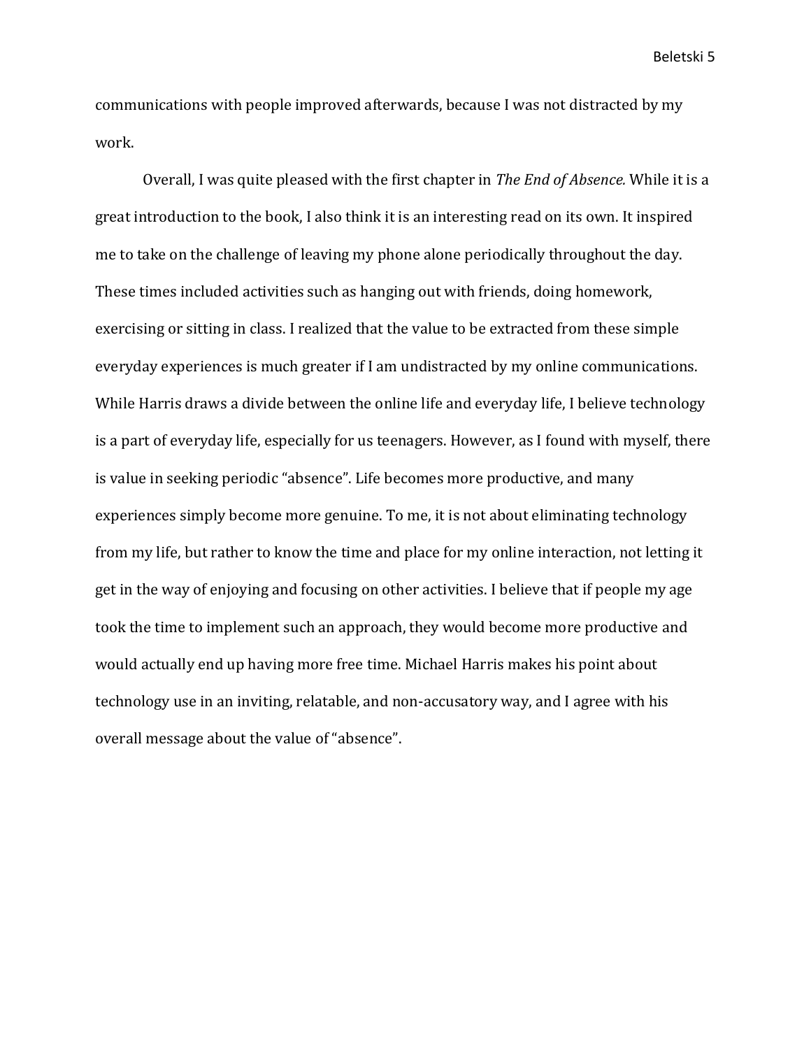communications with people improved afterwards, because I was not distracted by my work.

Overall, I was quite pleased with the first chapter in *The End of Absence.* While it is a great introduction to the book, I also think it is an interesting read on its own. It inspired me to take on the challenge of leaving my phone alone periodically throughout the day. These times included activities such as hanging out with friends, doing homework, exercising or sitting in class. I realized that the value to be extracted from these simple everyday experiences is much greater if I am undistracted by my online communications. While Harris draws a divide between the online life and everyday life, I believe technology is a part of everyday life, especially for us teenagers. However, as I found with myself, there is value in seeking periodic "absence". Life becomes more productive, and many experiences simply become more genuine. To me, it is not about eliminating technology from my life, but rather to know the time and place for my online interaction, not letting it get in the way of enjoying and focusing on other activities. I believe that if people my age took the time to implement such an approach, they would become more productive and would actually end up having more free time. Michael Harris makes his point about technology use in an inviting, relatable, and non-accusatory way, and I agree with his overall message about the value of "absence".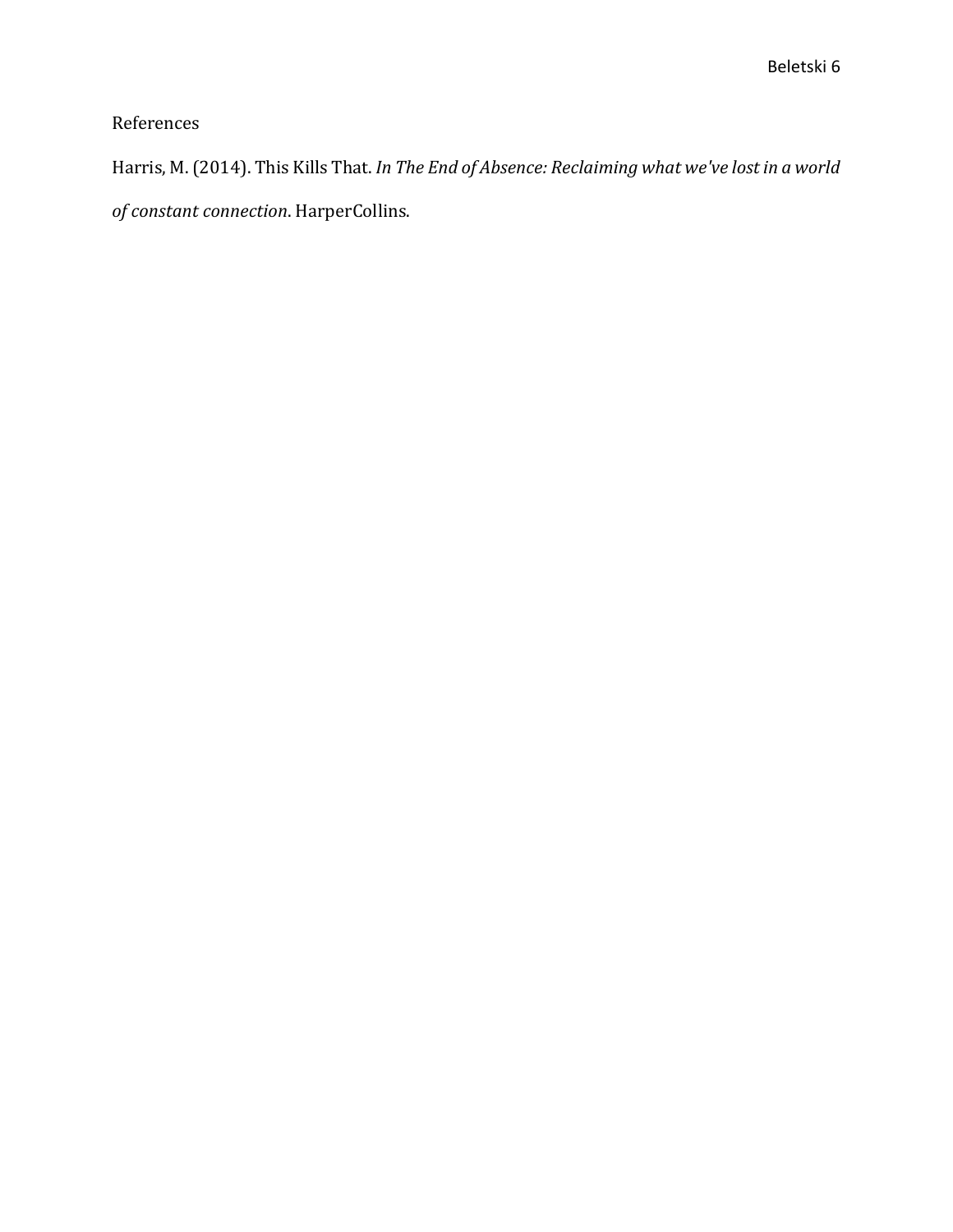# References

Harris, M. (2014). This Kills That. *In The End of Absence: Reclaiming what we've lost in a world of constant connection*. HarperCollins.